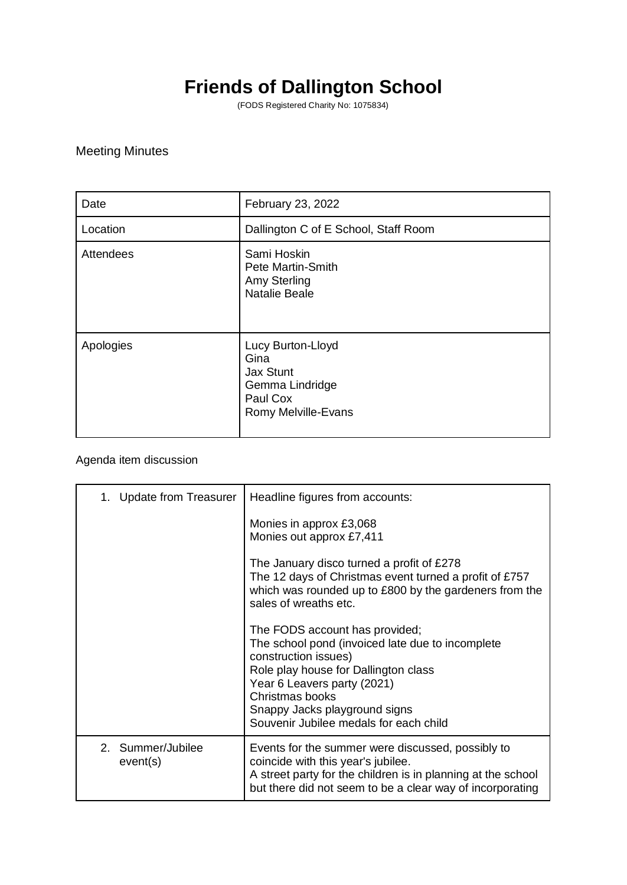# Friends of Dallington School

(FODS Registered Charity No: 1075834)

Meeting Minutes

| Date | February 23, 2022 |
|---|---|
| Location | Dallington C of E School, Staff Room |
| Attendees | Sami Hoskin<br>Pete Martin-Smith<br>Amy Sterling<br>Natalie Beale |
| Apologies | Lucy Burton-Lloyd<br>Gina<br>Jax Stunt<br>Gemma Lindridge<br>Paul Cox<br>Romy Melville-Evans |

Agenda item discussion

| | |
|---|---|
| 1. Update from Treasurer | Headline figures from accounts:<br><br>Monies in approx £3,068<br>Monies out approx £7,411<br><br>The January disco turned a profit of £278<br>The 12 days of Christmas event turned a profit of £757 which was rounded up to £800 by the gardeners from the sales of wreaths etc.<br><br>The FODS account has provided;<br>The school pond (invoiced late due to incomplete construction issues)<br>Role play house for Dallington class<br>Year 6 Leavers party (2021)<br>Christmas books<br>Snappy Jacks playground signs<br>Souvenir Jubilee medals for each child |
| 2. Summer/Jubilee event(s) | Events for the summer were discussed, possibly to coincide with this year's jubilee.<br>A street party for the children is in planning at the school but there did not seem to be a clear way of incorporating |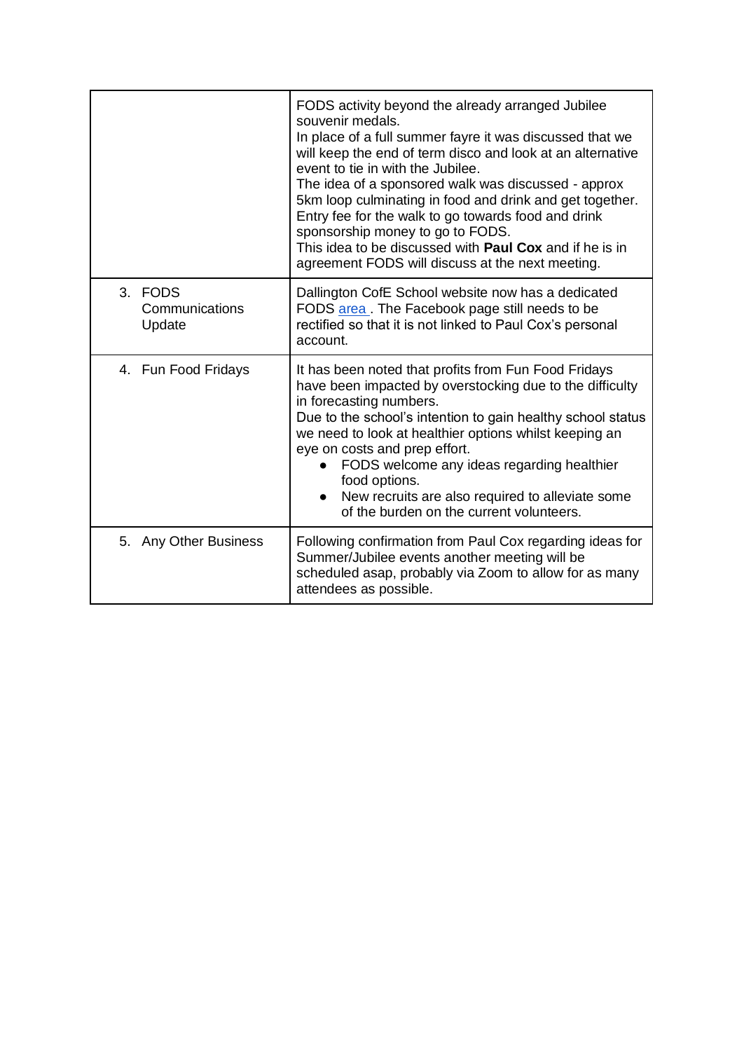| | |
|---|---|
| | FODS activity beyond the already arranged Jubilee souvenir medals.<br>In place of a full summer fayre it was discussed that we will keep the end of term disco and look at an alternative event to tie in with the Jubilee.<br>The idea of a sponsored walk was discussed - approx 5km loop culminating in food and drink and get together. Entry fee for the walk to go towards food and drink sponsorship money to go to FODS.<br>This idea to be discussed with **Paul Cox** and if he is in agreement FODS will discuss at the next meeting. |
| 3. FODS Communications Update | Dallington CofE School website now has a dedicated FODS area . The Facebook page still needs to be rectified so that it is not linked to Paul Cox's personal account. |
| 4. Fun Food Fridays | It has been noted that profits from Fun Food Fridays have been impacted by overstocking due to the difficulty in forecasting numbers.<br>Due to the school's intention to gain healthy school status we need to look at healthier options whilst keeping an eye on costs and prep effort.<br>• FODS welcome any ideas regarding healthier food options.<br>• New recruits are also required to alleviate some of the burden on the current volunteers. |
| 5. Any Other Business | Following confirmation from Paul Cox regarding ideas for Summer/Jubilee events another meeting will be scheduled asap, probably via Zoom to allow for as many attendees as possible. |